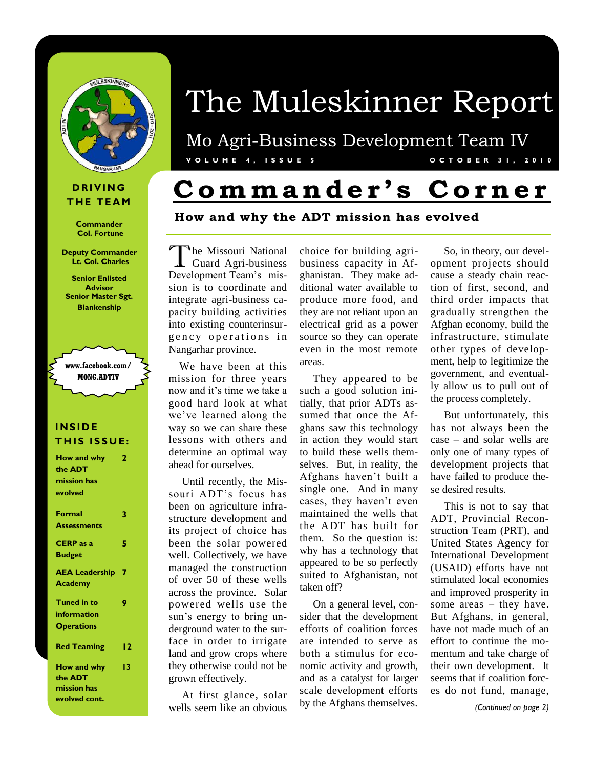# The Muleskinner Report

Mo Agri-Business Development Team IV

VOLUME 4, ISSUE 5 — OCTOBER 31, 2010

**DRIVING THE TEAM**

**Commander**
**Col. Fortune**

**Deputy Commander**
**Lt. Col. Charles**

**Senior Enlisted Advisor**
**Senior Master Sgt. Blankenship**

**www.facebook.com/MONG.ADTIV**

**INSIDE THIS ISSUE:**

| | |
|---|---|
| How and why the ADT mission has evolved | 2 |
| Formal Assessments | 3 |
| CERP as a Budget | 5 |
| AEA Leadership Academy | 7 |
| Tuned in to information Operations | 9 |
| Red Teaming | 12 |
| How and why the ADT mission has evolved cont. | 13 |

# Commander's Corner

## How and why the ADT mission has evolved

The Missouri National Guard Agri-business Development Team's mission is to coordinate and integrate agri-business capacity building activities into existing counterinsurgency operations in Nangarhar province.

We have been at this mission for three years now and it's time we take a good hard look at what we've learned along the way so we can share these lessons with others and determine an optimal way ahead for ourselves.

Until recently, the Missouri ADT's focus has been on agriculture infrastructure development and its project of choice has been the solar powered well. Collectively, we have managed the construction of over 50 of these wells across the province. Solar powered wells use the sun's energy to bring underground water to the surface in order to irrigate land and grow crops where they otherwise could not be grown effectively.

At first glance, solar wells seem like an obvious choice for building agri-business capacity in Afghanistan. They make additional water available to produce more food, and they are not reliant upon an electrical grid as a power source so they can operate even in the most remote areas.

They appeared to be such a good solution initially, that prior ADTs assumed that once the Afghans saw this technology in action they would start to build these wells themselves. But, in reality, the Afghans haven't built a single one. And in many cases, they haven't even maintained the wells that the ADT has built for them. So the question is: why has a technology that appeared to be so perfectly suited to Afghanistan, not taken off?

On a general level, consider that the development efforts of coalition forces are intended to serve as both a stimulus for economic activity and growth, and as a catalyst for larger scale development efforts by the Afghans themselves.

So, in theory, our development projects should cause a steady chain reaction of first, second, and third order impacts that gradually strengthen the Afghan economy, build the infrastructure, stimulate other types of development, help to legitimize the government, and eventually allow us to pull out of the process completely.

But unfortunately, this has not always been the case – and solar wells are only one of many types of development projects that have failed to produce these desired results.

This is not to say that ADT, Provincial Reconstruction Team (PRT), and United States Agency for International Development (USAID) efforts have not stimulated local economies and improved prosperity in some areas – they have. But Afghans, in general, have not made much of an effort to continue the momentum and take charge of their own development. It seems that if coalition forces do not fund, manage,

*(Continued on page 2)*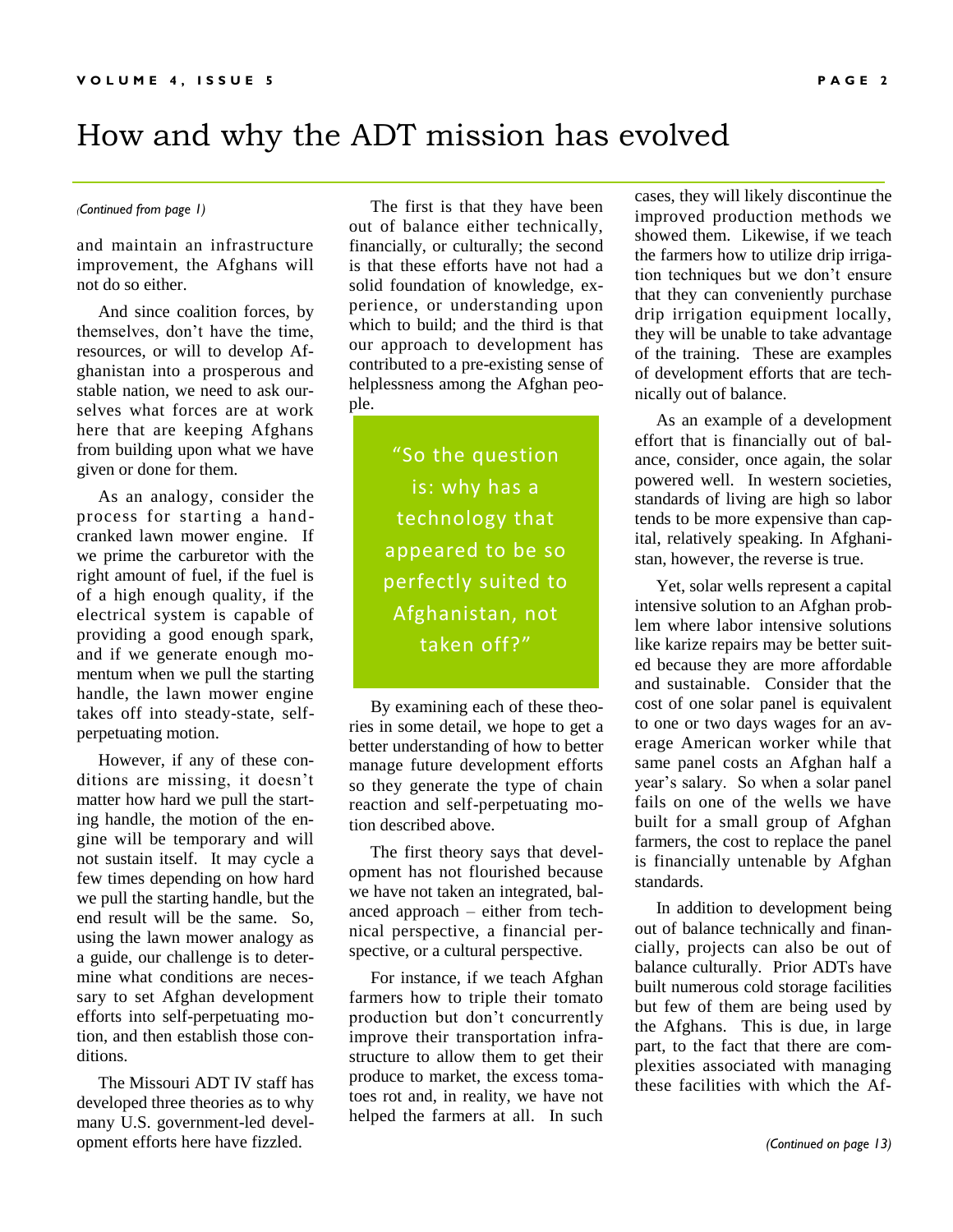# How and why the ADT mission has evolved

*(Continued from page 1)*

and maintain an infrastructure improvement, the Afghans will not do so either.

And since coalition forces, by themselves, don't have the time, resources, or will to develop Afghanistan into a prosperous and stable nation, we need to ask ourselves what forces are at work here that are keeping Afghans from building upon what we have given or done for them.

As an analogy, consider the process for starting a hand-cranked lawn mower engine. If we prime the carburetor with the right amount of fuel, if the fuel is of a high enough quality, if the electrical system is capable of providing a good enough spark, and if we generate enough momentum when we pull the starting handle, the lawn mower engine takes off into steady-state, self-perpetuating motion.

However, if any of these conditions are missing, it doesn't matter how hard we pull the starting handle, the motion of the engine will be temporary and will not sustain itself. It may cycle a few times depending on how hard we pull the starting handle, but the end result will be the same. So, using the lawn mower analogy as a guide, our challenge is to determine what conditions are necessary to set Afghan development efforts into self-perpetuating motion, and then establish those conditions.

The Missouri ADT IV staff has developed three theories as to why many U.S. government-led development efforts here have fizzled.

The first is that they have been out of balance either technically, financially, or culturally; the second is that these efforts have not had a solid foundation of knowledge, experience, or understanding upon which to build; and the third is that our approach to development has contributed to a pre-existing sense of helplessness among the Afghan people.

> "So the question is: why has a technology that appeared to be so perfectly suited to Afghanistan, not taken off?"

By examining each of these theories in some detail, we hope to get a better understanding of how to better manage future development efforts so they generate the type of chain reaction and self-perpetuating motion described above.

The first theory says that development has not flourished because we have not taken an integrated, balanced approach – either from technical perspective, a financial perspective, or a cultural perspective.

For instance, if we teach Afghan farmers how to triple their tomato production but don't concurrently improve their transportation infrastructure to allow them to get their produce to market, the excess tomatoes rot and, in reality, we have not helped the farmers at all. In such cases, they will likely discontinue the improved production methods we showed them. Likewise, if we teach the farmers how to utilize drip irrigation techniques but we don't ensure that they can conveniently purchase drip irrigation equipment locally, they will be unable to take advantage of the training. These are examples of development efforts that are technically out of balance.

As an example of a development effort that is financially out of balance, consider, once again, the solar powered well. In western societies, standards of living are high so labor tends to be more expensive than capital, relatively speaking. In Afghanistan, however, the reverse is true.

Yet, solar wells represent a capital intensive solution to an Afghan problem where labor intensive solutions like karize repairs may be better suited because they are more affordable and sustainable. Consider that the cost of one solar panel is equivalent to one or two days wages for an average American worker while that same panel costs an Afghan half a year's salary. So when a solar panel fails on one of the wells we have built for a small group of Afghan farmers, the cost to replace the panel is financially untenable by Afghan standards.

In addition to development being out of balance technically and financially, projects can also be out of balance culturally. Prior ADTs have built numerous cold storage facilities but few of them are being used by the Afghans. This is due, in large part, to the fact that there are complexities associated with managing these facilities with which the Af-

*(Continued on page 13)*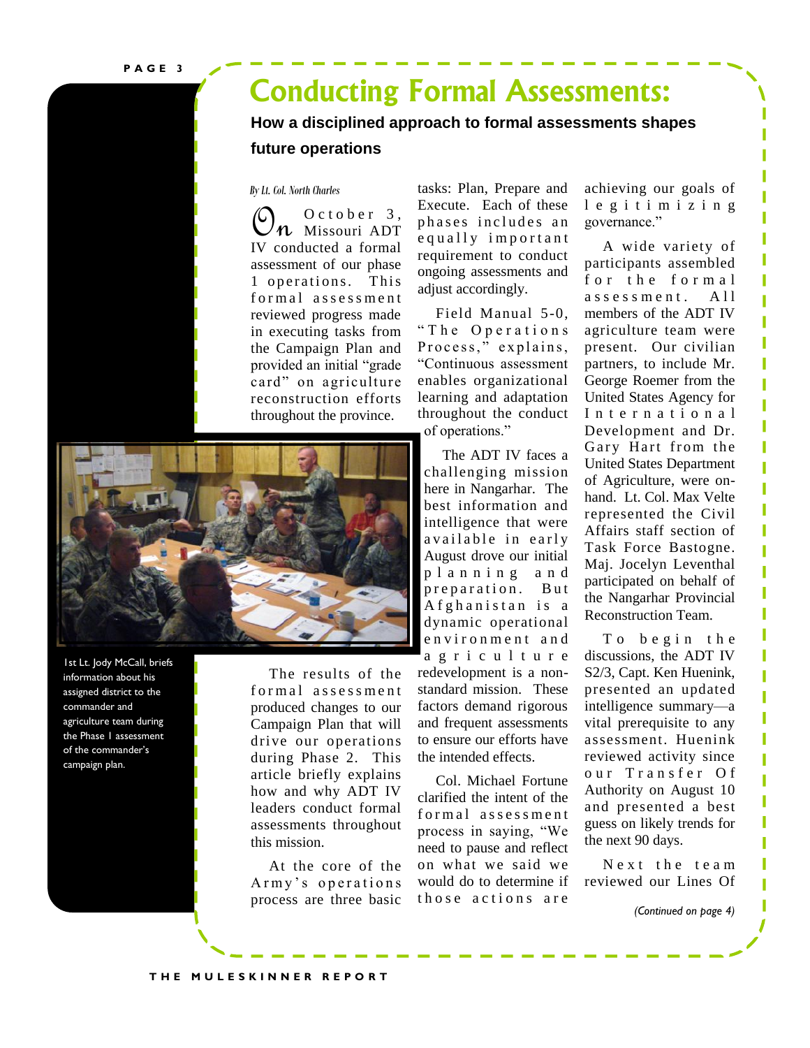# Conducting Formal Assessments:

**How a disciplined approach to formal assessments shapes future operations**

*By Lt. Col. North Charles*

On October 3, Missouri ADT IV conducted a formal assessment of our phase 1 operations. This formal assessment reviewed progress made in executing tasks from the Campaign Plan and provided an initial "grade card" on agriculture reconstruction efforts throughout the province.

1st Lt. Jody McCall, briefs information about his assigned district to the commander and agriculture team during the Phase I assessment of the commander's campaign plan.

The results of the formal assessment produced changes to our Campaign Plan that will drive our operations during Phase 2. This article briefly explains how and why ADT IV leaders conduct formal assessments throughout this mission.

At the core of the Army's operations process are three basic tasks: Plan, Prepare and Execute. Each of these phases includes an equally important requirement to conduct ongoing assessments and adjust accordingly.

Field Manual 5-0, "The Operations Process," explains, "Continuous assessment enables organizational learning and adaptation throughout the conduct of operations."

The ADT IV faces a challenging mission here in Nangarhar. The best information and intelligence that were available in early August drove our initial planning and preparation. But Afghanistan is a dynamic operational environment and agriculture redevelopment is a non-standard mission. These factors demand rigorous and frequent assessments to ensure our efforts have the intended effects.

Col. Michael Fortune clarified the intent of the formal assessment process in saying, "We need to pause and reflect on what we said we would do to determine if those actions are achieving our goals of legitimizing governance."

A wide variety of participants assembled for the formal assessment. All members of the ADT IV agriculture team were present. Our civilian partners, to include Mr. George Roemer from the United States Agency for International Development and Dr. Gary Hart from the United States Department of Agriculture, were on-hand. Lt. Col. Max Velte represented the Civil Affairs staff section of Task Force Bastogne. Maj. Jocelyn Leventhal participated on behalf of the Nangarhar Provincial Reconstruction Team.

To begin the discussions, the ADT IV S2/3, Capt. Ken Huenink, presented an updated intelligence summary—a vital prerequisite to any assessment. Huenink reviewed activity since our Transfer Of Authority on August 10 and presented a best guess on likely trends for the next 90 days.

Next the team reviewed our Lines Of

*(Continued on page 4)*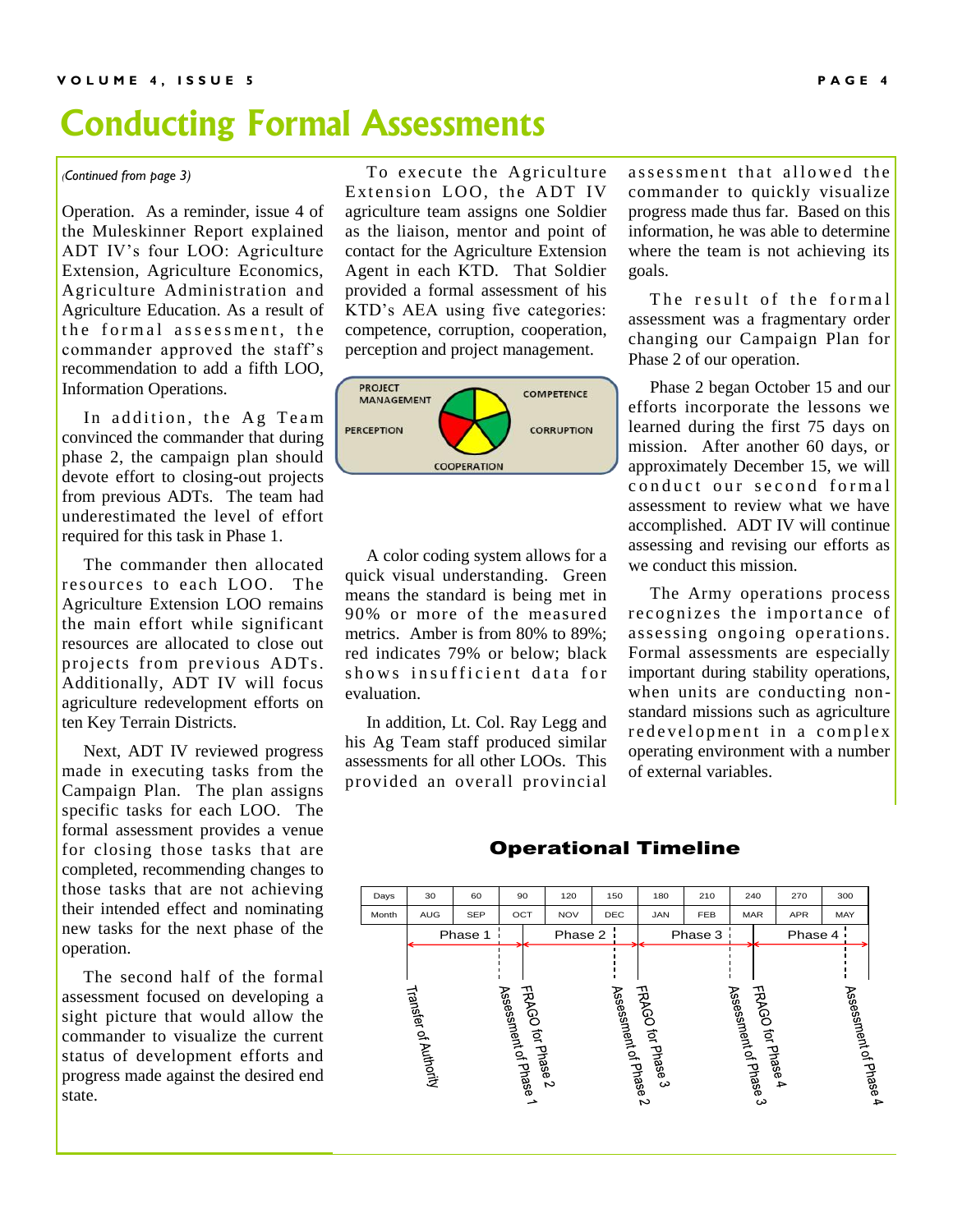# Conducting Formal Assessments

*(Continued from page 3)*

Operation. As a reminder, issue 4 of the Muleskinner Report explained ADT IV's four LOO: Agriculture Extension, Agriculture Economics, Agriculture Administration and Agriculture Education. As a result of the formal assessment, the commander approved the staff's recommendation to add a fifth LOO, Information Operations.

In addition, the Ag Team convinced the commander that during phase 2, the campaign plan should devote effort to closing-out projects from previous ADTs. The team had underestimated the level of effort required for this task in Phase 1.

The commander then allocated resources to each LOO. The Agriculture Extension LOO remains the main effort while significant resources are allocated to close out projects from previous ADTs. Additionally, ADT IV will focus agriculture redevelopment efforts on ten Key Terrain Districts.

Next, ADT IV reviewed progress made in executing tasks from the Campaign Plan. The plan assigns specific tasks for each LOO. The formal assessment provides a venue for closing those tasks that are completed, recommending changes to those tasks that are not achieving their intended effect and nominating new tasks for the next phase of the operation.

The second half of the formal assessment focused on developing a sight picture that would allow the commander to visualize the current status of development efforts and progress made against the desired end state.

To execute the Agriculture Extension LOO, the ADT IV agriculture team assigns one Soldier as the liaison, mentor and point of contact for the Agriculture Extension Agent in each KTD. That Soldier provided a formal assessment of his KTD's AEA using five categories: competence, corruption, cooperation, perception and project management.

PROJECT MANAGEMENT — COMPETENCE — CORRUPTION — COOPERATION — PERCEPTION

A color coding system allows for a quick visual understanding. Green means the standard is being met in 90% or more of the measured metrics. Amber is from 80% to 89%; red indicates 79% or below; black shows insufficient data for evaluation.

In addition, Lt. Col. Ray Legg and his Ag Team staff produced similar assessments for all other LOOs. This provided an overall provincial assessment that allowed the commander to quickly visualize progress made thus far. Based on this information, he was able to determine where the team is not achieving its goals.

The result of the formal assessment was a fragmentary order changing our Campaign Plan for Phase 2 of our operation.

Phase 2 began October 15 and our efforts incorporate the lessons we learned during the first 75 days on mission. After another 60 days, or approximately December 15, we will conduct our second formal assessment to review what we have accomplished. ADT IV will continue assessing and revising our efforts as we conduct this mission.

The Army operations process recognizes the importance of assessing ongoing operations. Formal assessments are especially important during stability operations, when units are conducting non-standard missions such as agriculture redevelopment in a complex operating environment with a number of external variables.

## Operational Timeline

| Days | 30 | 60 | 90 | 120 | 150 | 180 | 210 | 240 | 270 | 300 |
|---|---|---|---|---|---|---|---|---|---|---|
| Month | AUG | SEP | OCT | NOV | DEC | JAN | FEB | MAR | APR | MAY |

Phase 1 — Phase 2 — Phase 3 — Phase 4

Transfer of Authority; Assessment of Phase 1; FRAGO for Phase 2; Assessment of Phase 2; FRAGO for Phase 3; Assessment of Phase 3; FRAGO for Phase 4; Assessment of Phase 4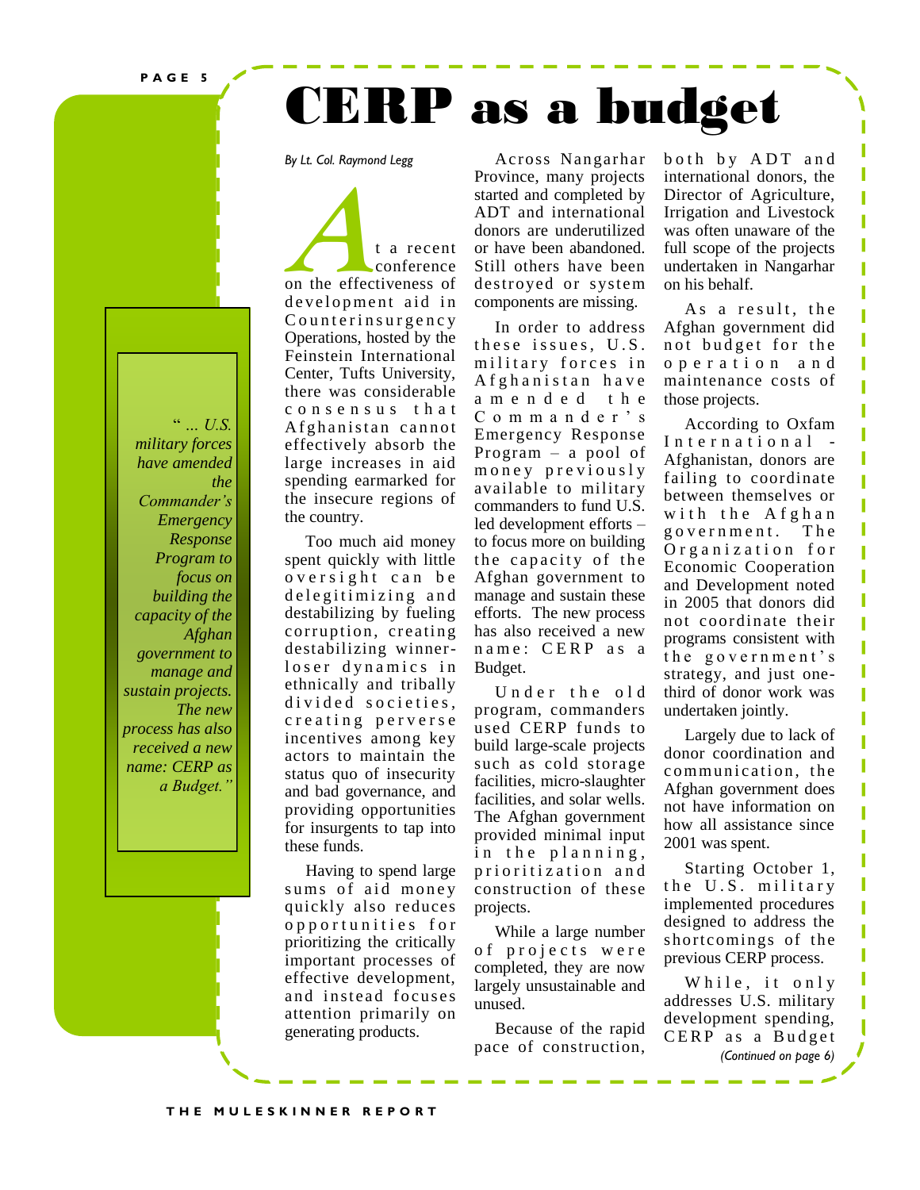# CERP as a budget

*By Lt. Col. Raymond Legg*

At a recent conference on the effectiveness of development aid in Counterinsurgency Operations, hosted by the Feinstein International Center, Tufts University, there was considerable consensus that Afghanistan cannot effectively absorb the large increases in aid spending earmarked for the insecure regions of the country.

Too much aid money spent quickly with little oversight can be delegitimizing and destabilizing by fueling corruption, creating destabilizing winner-loser dynamics in ethnically and tribally divided societies, creating perverse incentives among key actors to maintain the status quo of insecurity and bad governance, and providing opportunities for insurgents to tap into these funds.

Having to spend large sums of aid money quickly also reduces opportunities for prioritizing the critically important processes of effective development, and instead focuses attention primarily on generating products.

Across Nangarhar Province, many projects started and completed by ADT and international donors are underutilized or have been abandoned. Still others have been destroyed or system components are missing.

In order to address these issues, U.S. military forces in Afghanistan have amended the Commander's Emergency Response Program – a pool of money previously available to military commanders to fund U.S. led development efforts – to focus more on building the capacity of the Afghan government to manage and sustain these efforts. The new process has also received a new name: CERP as a Budget.

> *" ... U.S. military forces have amended the Commander's Emergency Response Program to focus on building the capacity of the Afghan government to manage and sustain projects. The new process has also received a new name: CERP as a Budget."*

Under the old program, commanders used CERP funds to build large-scale projects such as cold storage facilities, micro-slaughter facilities, and solar wells. The Afghan government provided minimal input in the planning, prioritization and construction of these projects.

While a large number of projects were completed, they are now largely unsustainable and unused.

Because of the rapid pace of construction, both by ADT and international donors, the Director of Agriculture, Irrigation and Livestock was often unaware of the full scope of the projects undertaken in Nangarhar on his behalf.

As a result, the Afghan government did not budget for the operation and maintenance costs of those projects.

According to Oxfam International - Afghanistan, donors are failing to coordinate between themselves or with the Afghan government. The Organization for Economic Cooperation and Development noted in 2005 that donors did not coordinate their programs consistent with the government's strategy, and just one-third of donor work was undertaken jointly.

Largely due to lack of donor coordination and communication, the Afghan government does not have information on how all assistance since 2001 was spent.

Starting October 1, the U.S. military implemented procedures designed to address the shortcomings of the previous CERP process.

While, it only addresses U.S. military development spending, CERP as a Budget

*(Continued on page 6)*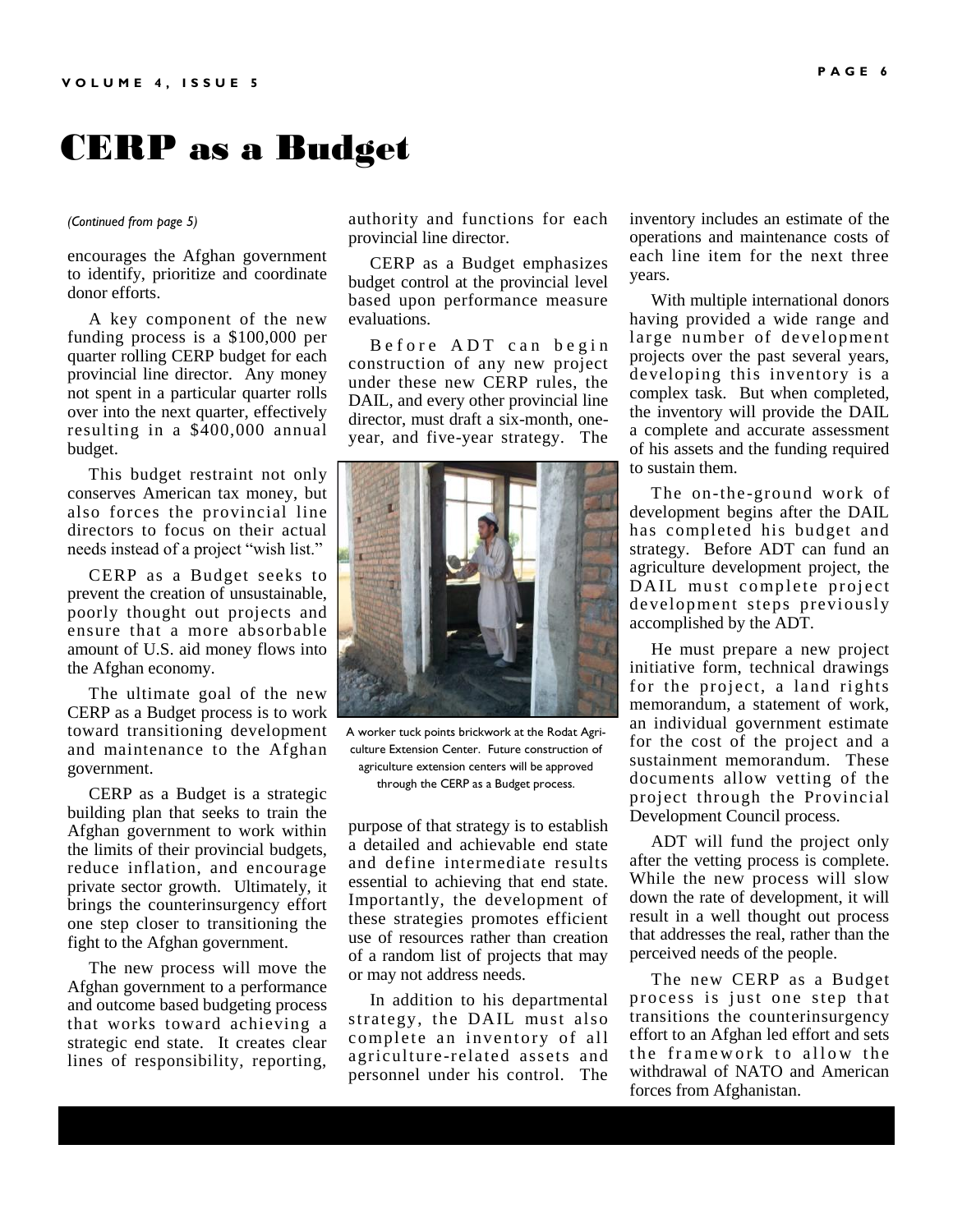# CERP as a Budget

*(Continued from page 5)*

encourages the Afghan government to identify, prioritize and coordinate donor efforts.

A key component of the new funding process is a $100,000 per quarter rolling CERP budget for each provincial line director. Any money not spent in a particular quarter rolls over into the next quarter, effectively resulting in a $400,000 annual budget.

This budget restraint not only conserves American tax money, but also forces the provincial line directors to focus on their actual needs instead of a project "wish list."

CERP as a Budget seeks to prevent the creation of unsustainable, poorly thought out projects and ensure that a more absorbable amount of U.S. aid money flows into the Afghan economy.

The ultimate goal of the new CERP as a Budget process is to work toward transitioning development and maintenance to the Afghan government.

CERP as a Budget is a strategic building plan that seeks to train the Afghan government to work within the limits of their provincial budgets, reduce inflation, and encourage private sector growth. Ultimately, it brings the counterinsurgency effort one step closer to transitioning the fight to the Afghan government.

The new process will move the Afghan government to a performance and outcome based budgeting process that works toward achieving a strategic end state. It creates clear lines of responsibility, reporting, authority and functions for each provincial line director.

CERP as a Budget emphasizes budget control at the provincial level based upon performance measure evaluations.

Before ADT can begin construction of any new project under these new CERP rules, the DAIL, and every other provincial line director, must draft a six-month, one-year, and five-year strategy. The purpose of that strategy is to establish a detailed and achievable end state and define intermediate results essential to achieving that end state. Importantly, the development of these strategies promotes efficient use of resources rather than creation of a random list of projects that may or may not address needs.

A worker tuck points brickwork at the Rodat Agriculture Extension Center. Future construction of agriculture extension centers will be approved through the CERP as a Budget process.

In addition to his departmental strategy, the DAIL must also complete an inventory of all agriculture-related assets and personnel under his control. The inventory includes an estimate of the operations and maintenance costs of each line item for the next three years.

With multiple international donors having provided a wide range and large number of development projects over the past several years, developing this inventory is a complex task. But when completed, the inventory will provide the DAIL a complete and accurate assessment of his assets and the funding required to sustain them.

The on-the-ground work of development begins after the DAIL has completed his budget and strategy. Before ADT can fund an agriculture development project, the DAIL must complete project development steps previously accomplished by the ADT.

He must prepare a new project initiative form, technical drawings for the project, a land rights memorandum, a statement of work, an individual government estimate for the cost of the project and a sustainment memorandum. These documents allow vetting of the project through the Provincial Development Council process.

ADT will fund the project only after the vetting process is complete. While the new process will slow down the rate of development, it will result in a well thought out process that addresses the real, rather than the perceived needs of the people.

The new CERP as a Budget process is just one step that transitions the counterinsurgency effort to an Afghan led effort and sets the framework to allow the withdrawal of NATO and American forces from Afghanistan.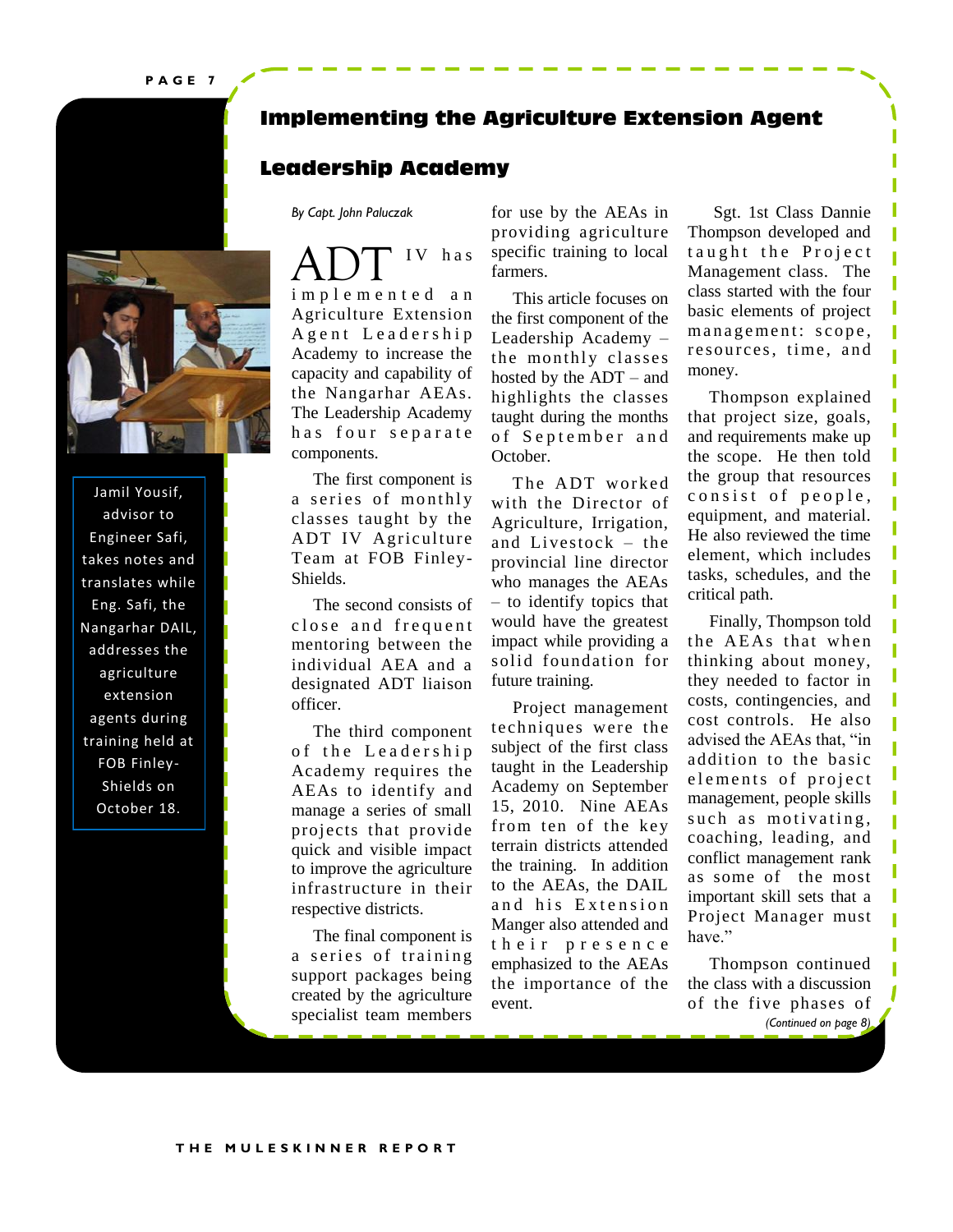# Implementing the Agriculture Extension Agent Leadership Academy

*By Capt. John Paluczak*

Jamil Yousif, advisor to Engineer Safi, takes notes and translates while Eng. Safi, the Nangarhar DAIL, addresses the agriculture extension agents during training held at FOB Finley-Shields on October 18.

ADT IV has implemented an Agriculture Extension Agent Leadership Academy to increase the capacity and capability of the Nangarhar AEAs. The Leadership Academy has four separate components.

The first component is a series of monthly classes taught by the ADT IV Agriculture Team at FOB Finley-Shields.

The second consists of close and frequent mentoring between the individual AEA and a designated ADT liaison officer.

The third component of the Leadership Academy requires the AEAs to identify and manage a series of small projects that provide quick and visible impact to improve the agriculture infrastructure in their respective districts.

The final component is a series of training support packages being created by the agriculture specialist team members for use by the AEAs in providing agriculture specific training to local farmers.

This article focuses on the first component of the Leadership Academy – the monthly classes hosted by the ADT – and highlights the classes taught during the months of September and October.

The ADT worked with the Director of Agriculture, Irrigation, and Livestock – the provincial line director who manages the AEAs – to identify topics that would have the greatest impact while providing a solid foundation for future training.

Project management techniques were the subject of the first class taught in the Leadership Academy on September 15, 2010. Nine AEAs from ten of the key terrain districts attended the training. In addition to the AEAs, the DAIL and his Extension Manger also attended and their presence emphasized to the AEAs the importance of the event.

Sgt. 1st Class Dannie Thompson developed and taught the Project Management class. The class started with the four basic elements of project management: scope, resources, time, and money.

Thompson explained that project size, goals, and requirements make up the scope. He then told the group that resources consist of people, equipment, and material. He also reviewed the time element, which includes tasks, schedules, and the critical path.

Finally, Thompson told the AEAs that when thinking about money, they needed to factor in costs, contingencies, and cost controls. He also advised the AEAs that, "in addition to the basic elements of project management, people skills such as motivating, coaching, leading, and conflict management rank as some of the most important skill sets that a Project Manager must have."

Thompson continued the class with a discussion of the five phases of

*(Continued on page 8)*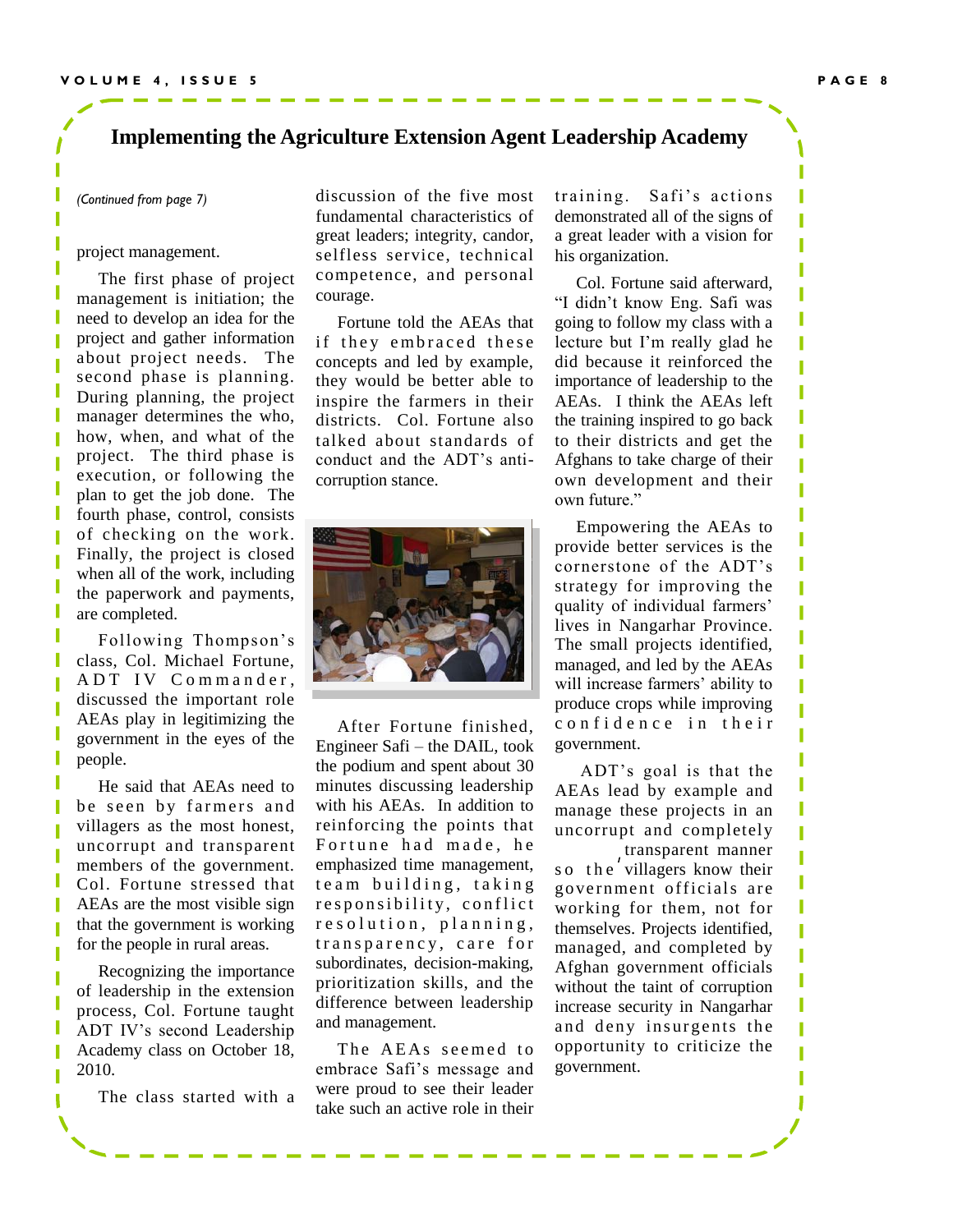# Implementing the Agriculture Extension Agent Leadership Academy

*(Continued from page 7)*

project management.

The first phase of project management is initiation; the need to develop an idea for the project and gather information about project needs. The second phase is planning. During planning, the project manager determines the who, how, when, and what of the project. The third phase is execution, or following the plan to get the job done. The fourth phase, control, consists of checking on the work. Finally, the project is closed when all of the work, including the paperwork and payments, are completed.

Following Thompson's class, Col. Michael Fortune, ADT IV Commander, discussed the important role AEAs play in legitimizing the government in the eyes of the people.

He said that AEAs need to be seen by farmers and villagers as the most honest, uncorrupt and transparent members of the government. Col. Fortune stressed that AEAs are the most visible sign that the government is working for the people in rural areas.

Recognizing the importance of leadership in the extension process, Col. Fortune taught ADT IV's second Leadership Academy class on October 18, 2010.

The class started with a discussion of the five most fundamental characteristics of great leaders; integrity, candor, selfless service, technical competence, and personal courage.

Fortune told the AEAs that if they embraced these concepts and led by example, they would be better able to inspire the farmers in their districts. Col. Fortune also talked about standards of conduct and the ADT's anti-corruption stance.

After Fortune finished, Engineer Safi – the DAIL, took the podium and spent about 30 minutes discussing leadership with his AEAs. In addition to reinforcing the points that Fortune had made, he emphasized time management, team building, taking responsibility, conflict resolution, planning, transparency, care for subordinates, decision-making, prioritization skills, and the difference between leadership and management.

The AEAs seemed to embrace Safi's message and were proud to see their leader take such an active role in their training. Safi's actions demonstrated all of the signs of a great leader with a vision for his organization.

Col. Fortune said afterward, "I didn't know Eng. Safi was going to follow my class with a lecture but I'm really glad he did because it reinforced the importance of leadership to the AEAs. I think the AEAs left the training inspired to go back to their districts and get the Afghans to take charge of their own development and their own future."

Empowering the AEAs to provide better services is the cornerstone of the ADT's strategy for improving the quality of individual farmers' lives in Nangarhar Province. The small projects identified, managed, and led by the AEAs will increase farmers' ability to produce crops while improving confidence in their government.

ADT's goal is that the AEAs lead by example and manage these projects in an uncorrupt and completely transparent manner, so the villagers know their government officials are working for them, not for themselves. Projects identified, managed, and completed by Afghan government officials without the taint of corruption increase security in Nangarhar and deny insurgents the opportunity to criticize the government.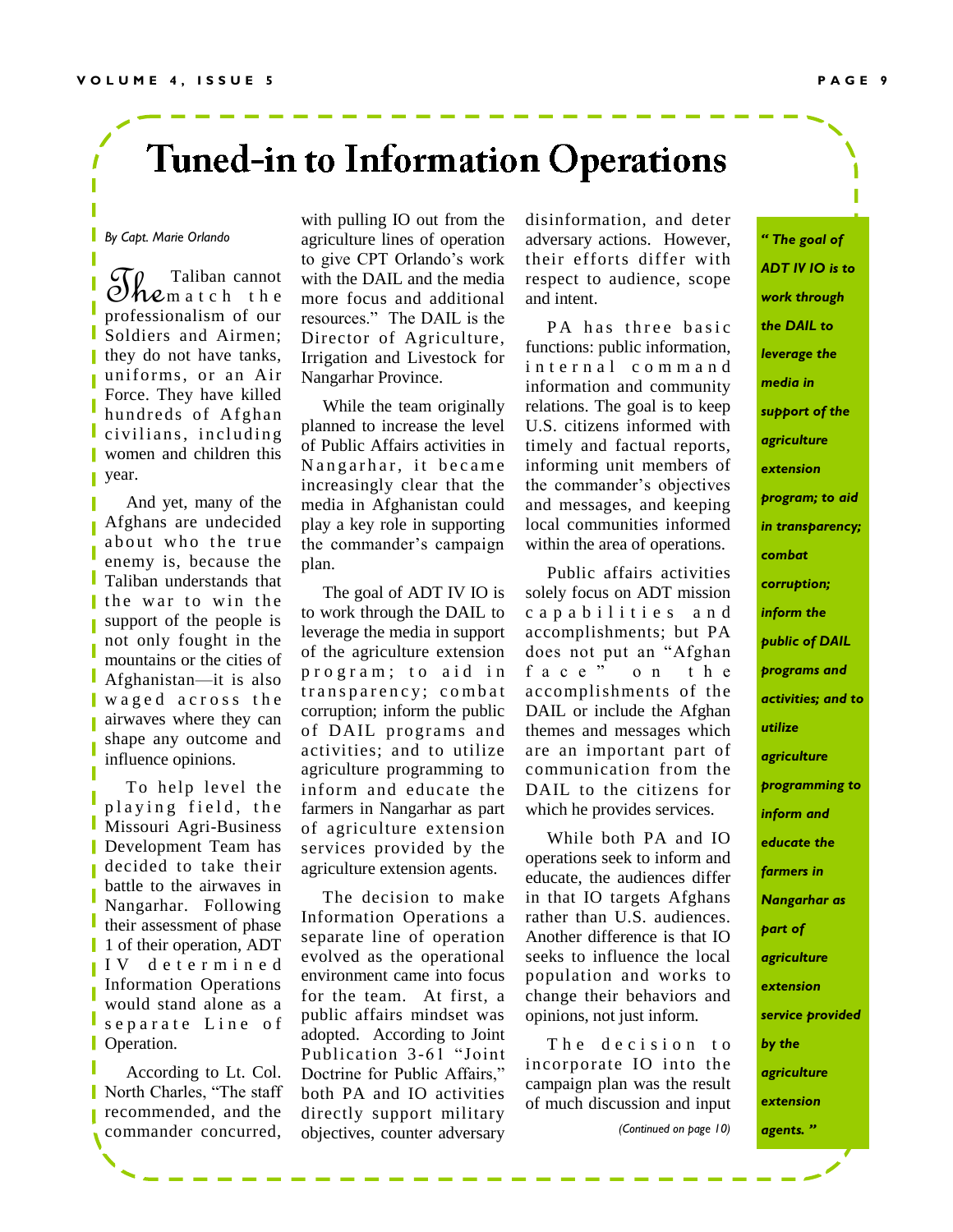# Tuned-in to Information Operations

*By Capt. Marie Orlando*

The Taliban cannot match the professionalism of our Soldiers and Airmen; they do not have tanks, uniforms, or an Air Force. They have killed hundreds of Afghan civilians, including women and children this year.

And yet, many of the Afghans are undecided about who the true enemy is, because the Taliban understands that the war to win the support of the people is not only fought in the mountains or the cities of Afghanistan—it is also waged across the airwaves where they can shape any outcome and influence opinions.

To help level the playing field, the Missouri Agri-Business Development Team has decided to take their battle to the airwaves in Nangarhar. Following their assessment of phase 1 of their operation, ADT IV determined Information Operations would stand alone as a separate Line of Operation.

According to Lt. Col. North Charles, "The staff recommended, and the commander concurred, with pulling IO out from the agriculture lines of operation to give CPT Orlando's work with the DAIL and the media more focus and additional resources." The DAIL is the Director of Agriculture, Irrigation and Livestock for Nangarhar Province.

While the team originally planned to increase the level of Public Affairs activities in Nangarhar, it became increasingly clear that the media in Afghanistan could play a key role in supporting the commander's campaign plan.

The goal of ADT IV IO is to work through the DAIL to leverage the media in support of the agriculture extension program; to aid in transparency; combat corruption; inform the public of DAIL programs and activities; and to utilize agriculture programming to inform and educate the farmers in Nangarhar as part of agriculture extension services provided by the agriculture extension agents.

The decision to make Information Operations a separate line of operation evolved as the operational environment came into focus for the team. At first, a public affairs mindset was adopted. According to Joint Publication 3-61 "Joint Doctrine for Public Affairs," both PA and IO activities directly support military objectives, counter adversary disinformation, and deter adversary actions. However, their efforts differ with respect to audience, scope and intent.

PA has three basic functions: public information, internal command information and community relations. The goal is to keep U.S. citizens informed with timely and factual reports, informing unit members of the commander's objectives and messages, and keeping local communities informed within the area of operations.

Public affairs activities solely focus on ADT mission capabilities and accomplishments; but PA does not put an "Afghan face" on the accomplishments of the DAIL or include the Afghan themes and messages which are an important part of communication from the DAIL to the citizens for which he provides services.

While both PA and IO operations seek to inform and educate, the audiences differ in that IO targets Afghans rather than U.S. audiences. Another difference is that IO seeks to influence the local population and works to change their behaviors and opinions, not just inform.

The decision to incorporate IO into the campaign plan was the result of much discussion and input

*(Continued on page 10)*

> ***" The goal of ADT IV IO is to work through the DAIL to leverage the media in support of the agriculture extension program; to aid in transparency; combat corruption; inform the public of DAIL programs and activities; and to utilize agriculture programming to inform and educate the farmers in Nangarhar as part of agriculture extension service provided by the agriculture extension agents. "***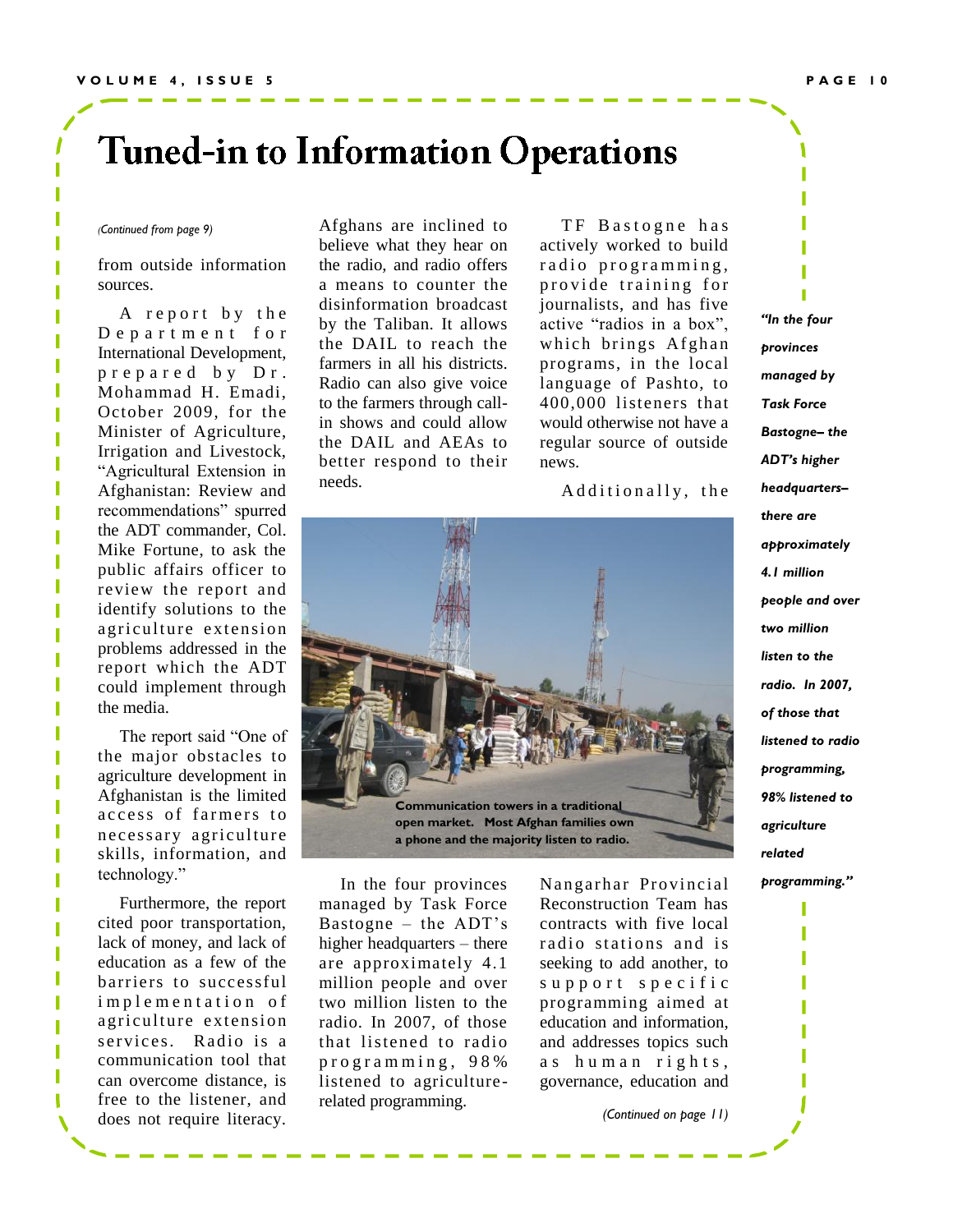# Tuned-in to Information Operations

*(Continued from page 9)*

from outside information sources.

A report by the Department for International Development, prepared by Dr. Mohammad H. Emadi, October 2009, for the Minister of Agriculture, Irrigation and Livestock, "Agricultural Extension in Afghanistan: Review and recommendations" spurred the ADT commander, Col. Mike Fortune, to ask the public affairs officer to review the report and identify solutions to the agriculture extension problems addressed in the report which the ADT could implement through the media.

The report said "One of the major obstacles to agriculture development in Afghanistan is the limited access of farmers to necessary agriculture skills, information, and technology."

Furthermore, the report cited poor transportation, lack of money, and lack of education as a few of the barriers to successful implementation of agriculture extension services. Radio is a communication tool that can overcome distance, is free to the listener, and does not require literacy. Afghans are inclined to believe what they hear on the radio, and radio offers a means to counter the disinformation broadcast by the Taliban. It allows the DAIL to reach the farmers in all his districts. Radio can also give voice to the farmers through call-in shows and could allow the DAIL and AEAs to better respond to their needs.

TF Bastogne has actively worked to build radio programming, provide training for journalists, and has five active "radios in a box", which brings Afghan programs, in the local language of Pashto, to 400,000 listeners that would otherwise not have a regular source of outside news.

Additionally, the Nangarhar Provincial Reconstruction Team has contracts with five local radio stations and is seeking to add another, to support specific programming aimed at education and information, and addresses topics such as human rights, governance, education and

Communication towers in a traditional open market. Most Afghan families own a phone and the majority listen to radio.

In the four provinces managed by Task Force Bastogne – the ADT's higher headquarters – there are approximately 4.1 million people and over two million listen to the radio. In 2007, of those that listened to radio programming, 98% listened to agriculture-related programming.

*"In the four provinces managed by Task Force Bastogne– the ADT's higher headquarters– there are approximately 4.1 million people and over two million listen to the radio. In 2007, of those that listened to radio programming, 98% listened to agriculture related programming."*

*(Continued on page 11)*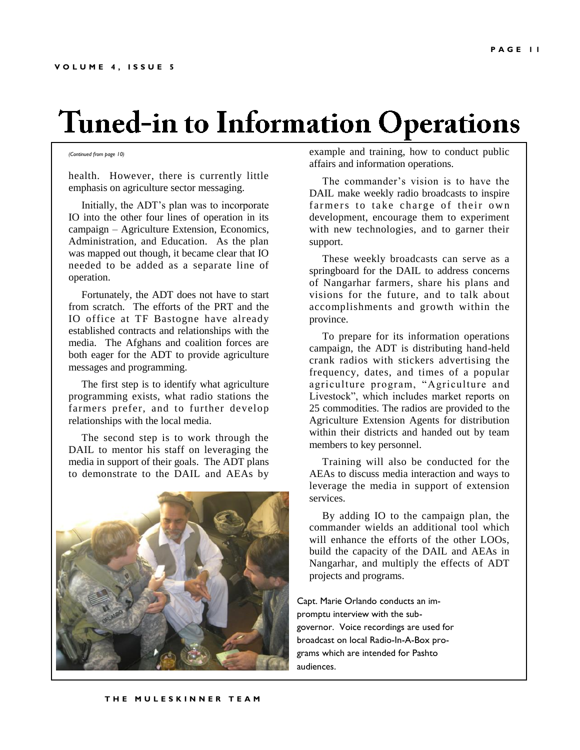# Tuned-in to Information Operations

*(Continued from page 10)*

health. However, there is currently little emphasis on agriculture sector messaging.

Initially, the ADT's plan was to incorporate IO into the other four lines of operation in its campaign – Agriculture Extension, Economics, Administration, and Education. As the plan was mapped out though, it became clear that IO needed to be added as a separate line of operation.

Fortunately, the ADT does not have to start from scratch. The efforts of the PRT and the IO office at TF Bastogne have already established contracts and relationships with the media. The Afghans and coalition forces are both eager for the ADT to provide agriculture messages and programming.

The first step is to identify what agriculture programming exists, what radio stations the farmers prefer, and to further develop relationships with the local media.

The second step is to work through the DAIL to mentor his staff on leveraging the media in support of their goals. The ADT plans to demonstrate to the DAIL and AEAs by example and training, how to conduct public affairs and information operations.

The commander's vision is to have the DAIL make weekly radio broadcasts to inspire farmers to take charge of their own development, encourage them to experiment with new technologies, and to garner their support.

These weekly broadcasts can serve as a springboard for the DAIL to address concerns of Nangarhar farmers, share his plans and visions for the future, and to talk about accomplishments and growth within the province.

To prepare for its information operations campaign, the ADT is distributing hand-held crank radios with stickers advertising the frequency, dates, and times of a popular agriculture program, "Agriculture and Livestock", which includes market reports on 25 commodities. The radios are provided to the Agriculture Extension Agents for distribution within their districts and handed out by team members to key personnel.

Training will also be conducted for the AEAs to discuss media interaction and ways to leverage the media in support of extension services.

By adding IO to the campaign plan, the commander wields an additional tool which will enhance the efforts of the other LOOs, build the capacity of the DAIL and AEAs in Nangarhar, and multiply the effects of ADT projects and programs.

Capt. Marie Orlando conducts an impromptu interview with the sub-governor. Voice recordings are used for broadcast on local Radio-In-A-Box programs which are intended for Pashto audiences.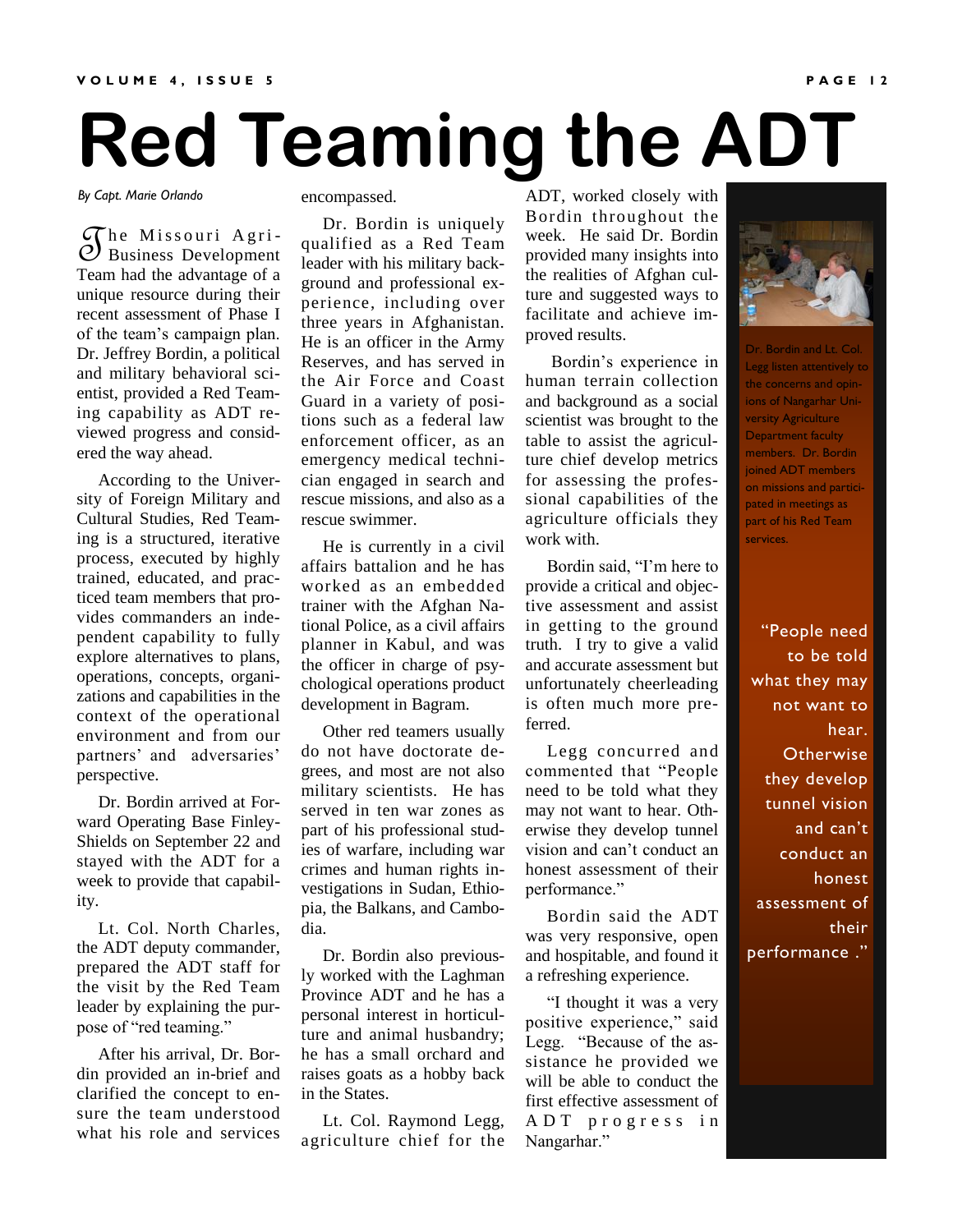# Red Teaming the ADT

*By Capt. Marie Orlando*

The Missouri Agri-Business Development Team had the advantage of a unique resource during their recent assessment of Phase I of the team's campaign plan. Dr. Jeffrey Bordin, a political and military behavioral scientist, provided a Red Teaming capability as ADT reviewed progress and considered the way ahead.

According to the University of Foreign Military and Cultural Studies, Red Teaming is a structured, iterative process, executed by highly trained, educated, and practiced team members that provides commanders an independent capability to fully explore alternatives to plans, operations, concepts, organizations and capabilities in the context of the operational environment and from our partners' and adversaries' perspective.

Dr. Bordin arrived at Forward Operating Base Finley-Shields on September 22 and stayed with the ADT for a week to provide that capability.

Lt. Col. North Charles, the ADT deputy commander, prepared the ADT staff for the visit by the Red Team leader by explaining the purpose of "red teaming."

After his arrival, Dr. Bordin provided an in-brief and clarified the concept to ensure the team understood what his role and services encompassed.

Dr. Bordin is uniquely qualified as a Red Team leader with his military background and professional experience, including over three years in Afghanistan. He is an officer in the Army Reserves, and has served in the Air Force and Coast Guard in a variety of positions such as a federal law enforcement officer, as an emergency medical technician engaged in search and rescue missions, and also as a rescue swimmer.

He is currently in a civil affairs battalion and he has worked as an embedded trainer with the Afghan National Police, as a civil affairs planner in Kabul, and was the officer in charge of psychological operations product development in Bagram.

Other red teamers usually do not have doctorate degrees, and most are not also military scientists. He has served in ten war zones as part of his professional studies of warfare, including war crimes and human rights investigations in Sudan, Ethiopia, the Balkans, and Cambodia.

Dr. Bordin also previously worked with the Laghman Province ADT and he has a personal interest in horticulture and animal husbandry; he has a small orchard and raises goats as a hobby back in the States.

Lt. Col. Raymond Legg, agriculture chief for the ADT, worked closely with Bordin throughout the week. He said Dr. Bordin provided many insights into the realities of Afghan culture and suggested ways to facilitate and achieve improved results.

Bordin's experience in human terrain collection and background as a social scientist was brought to the table to assist the agriculture chief develop metrics for assessing the professional capabilities of the agriculture officials they work with.

Bordin said, "I'm here to provide a critical and objective assessment and assist in getting to the ground truth. I try to give a valid and accurate assessment but unfortunately cheerleading is often much more preferred.

Legg concurred and commented that "People need to be told what they may not want to hear. Otherwise they develop tunnel vision and can't conduct an honest assessment of their performance."

Bordin said the ADT was very responsive, open and hospitable, and found it a refreshing experience.

"I thought it was a very positive experience," said Legg. "Because of the assistance he provided we will be able to conduct the first effective assessment of ADT progress in Nangarhar."

Dr. Bordin and Lt. Col. Legg listen attentively to the concerns and opinions of Nangarhar University Agriculture Department faculty members. Dr. Bordin joined ADT members on missions and participated in meetings as part of his Red Team services.

"People need to be told what they may not want to hear. Otherwise they develop tunnel vision and can't conduct an honest assessment of their performance ."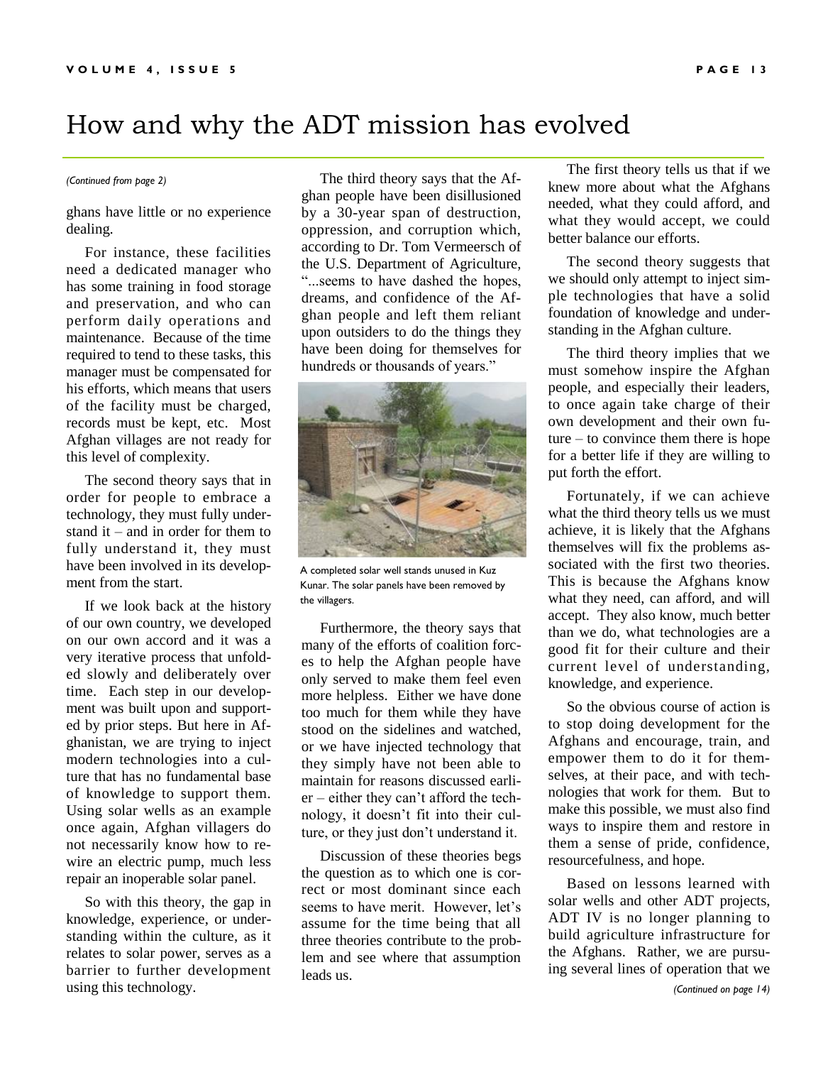# How and why the ADT mission has evolved

*(Continued from page 2)*

ghans have little or no experience dealing.

For instance, these facilities need a dedicated manager who has some training in food storage and preservation, and who can perform daily operations and maintenance. Because of the time required to tend to these tasks, this manager must be compensated for his efforts, which means that users of the facility must be charged, records must be kept, etc. Most Afghan villages are not ready for this level of complexity.

The second theory says that in order for people to embrace a technology, they must fully understand it – and in order for them to fully understand it, they must have been involved in its development from the start.

If we look back at the history of our own country, we developed on our own accord and it was a very iterative process that unfolded slowly and deliberately over time. Each step in our development was built upon and supported by prior steps. But here in Afghanistan, we are trying to inject modern technologies into a culture that has no fundamental base of knowledge to support them. Using solar wells as an example once again, Afghan villagers do not necessarily know how to rewire an electric pump, much less repair an inoperable solar panel.

So with this theory, the gap in knowledge, experience, or understanding within the culture, as it relates to solar power, serves as a barrier to further development using this technology.

The third theory says that the Afghan people have been disillusioned by a 30-year span of destruction, oppression, and corruption which, according to Dr. Tom Vermeersch of the U.S. Department of Agriculture, "...seems to have dashed the hopes, dreams, and confidence of the Afghan people and left them reliant upon outsiders to do the things they have been doing for themselves for hundreds or thousands of years."

A completed solar well stands unused in Kuz Kunar. The solar panels have been removed by the villagers.

Furthermore, the theory says that many of the efforts of coalition forces to help the Afghan people have only served to make them feel even more helpless. Either we have done too much for them while they have stood on the sidelines and watched, or we have injected technology that they simply have not been able to maintain for reasons discussed earlier – either they can't afford the technology, it doesn't fit into their culture, or they just don't understand it.

Discussion of these theories begs the question as to which one is correct or most dominant since each seems to have merit. However, let's assume for the time being that all three theories contribute to the problem and see where that assumption leads us.

The first theory tells us that if we knew more about what the Afghans needed, what they could afford, and what they would accept, we could better balance our efforts.

The second theory suggests that we should only attempt to inject simple technologies that have a solid foundation of knowledge and understanding in the Afghan culture.

The third theory implies that we must somehow inspire the Afghan people, and especially their leaders, to once again take charge of their own development and their own future – to convince them there is hope for a better life if they are willing to put forth the effort.

Fortunately, if we can achieve what the third theory tells us we must achieve, it is likely that the Afghans themselves will fix the problems associated with the first two theories. This is because the Afghans know what they need, can afford, and will accept. They also know, much better than we do, what technologies are a good fit for their culture and their current level of understanding, knowledge, and experience.

So the obvious course of action is to stop doing development for the Afghans and encourage, train, and empower them to do it for themselves, at their pace, and with technologies that work for them. But to make this possible, we must also find ways to inspire them and restore in them a sense of pride, confidence, resourcefulness, and hope.

Based on lessons learned with solar wells and other ADT projects, ADT IV is no longer planning to build agriculture infrastructure for the Afghans. Rather, we are pursuing several lines of operation that we

*(Continued on page 14)*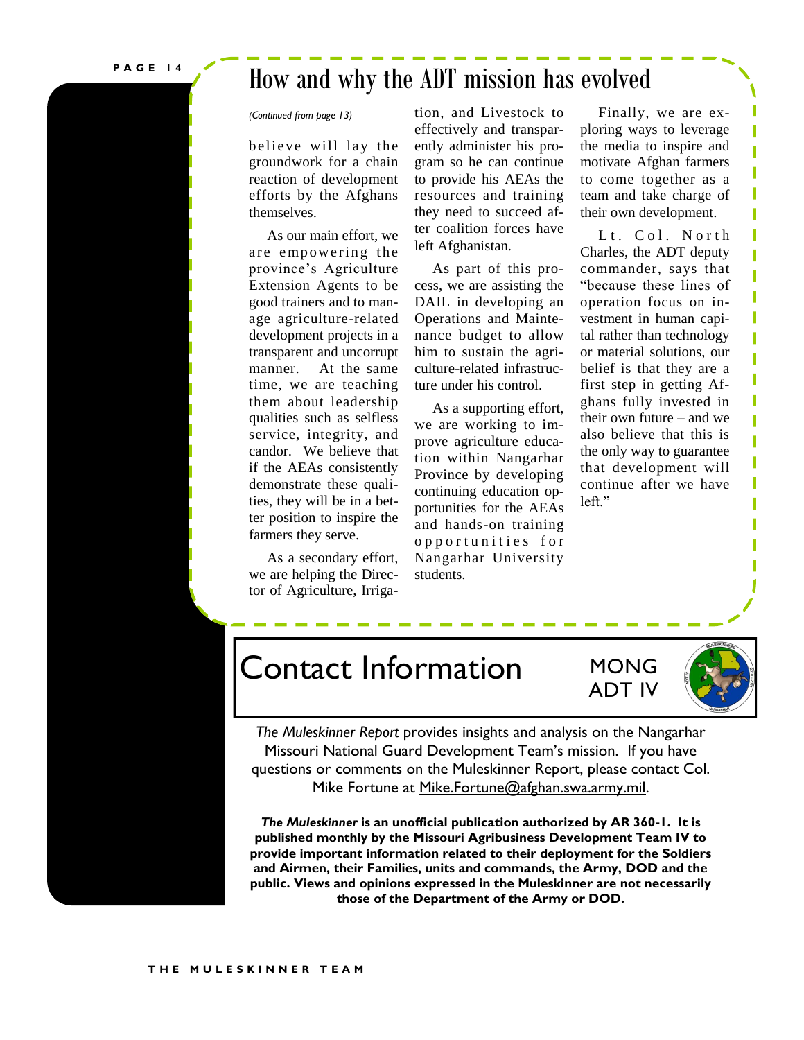## How and why the ADT mission has evolved

*(Continued from page 13)*

believe will lay the groundwork for a chain reaction of development efforts by the Afghans themselves.

As our main effort, we are empowering the province's Agriculture Extension Agents to be good trainers and to manage agriculture-related development projects in a transparent and uncorrupt manner. At the same time, we are teaching them about leadership qualities such as selfless service, integrity, and candor. We believe that if the AEAs consistently demonstrate these qualities, they will be in a better position to inspire the farmers they serve.

As a secondary effort, we are helping the Director of Agriculture, Irrigation, and Livestock to effectively and transparently administer his program so he can continue to provide his AEAs the resources and training they need to succeed after coalition forces have left Afghanistan.

As part of this process, we are assisting the DAIL in developing an Operations and Maintenance budget to allow him to sustain the agriculture-related infrastructure under his control.

As a supporting effort, we are working to improve agriculture education within Nangarhar Province by developing continuing education opportunities for the AEAs and hands-on training opportunities for Nangarhar University students.

Finally, we are exploring ways to leverage the media to inspire and motivate Afghan farmers to come together as a team and take charge of their own development.

Lt. Col. North Charles, the ADT deputy commander, says that "because these lines of operation focus on investment in human capital rather than technology or material solutions, our belief is that they are a first step in getting Afghans fully invested in their own future – and we also believe that this is the only way to guarantee that development will continue after we have left."

## Contact Information

MONG ADT IV

*The Muleskinner Report* provides insights and analysis on the Nangarhar Missouri National Guard Development Team's mission. If you have questions or comments on the Muleskinner Report, please contact Col. Mike Fortune at Mike.Fortune@afghan.swa.army.mil.

***The Muleskinner*** **is an unofficial publication authorized by AR 360-1. It is published monthly by the Missouri Agribusiness Development Team IV to provide important information related to their deployment for the Soldiers and Airmen, their Families, units and commands, the Army, DOD and the public. Views and opinions expressed in the Muleskinner are not necessarily those of the Department of the Army or DOD.**